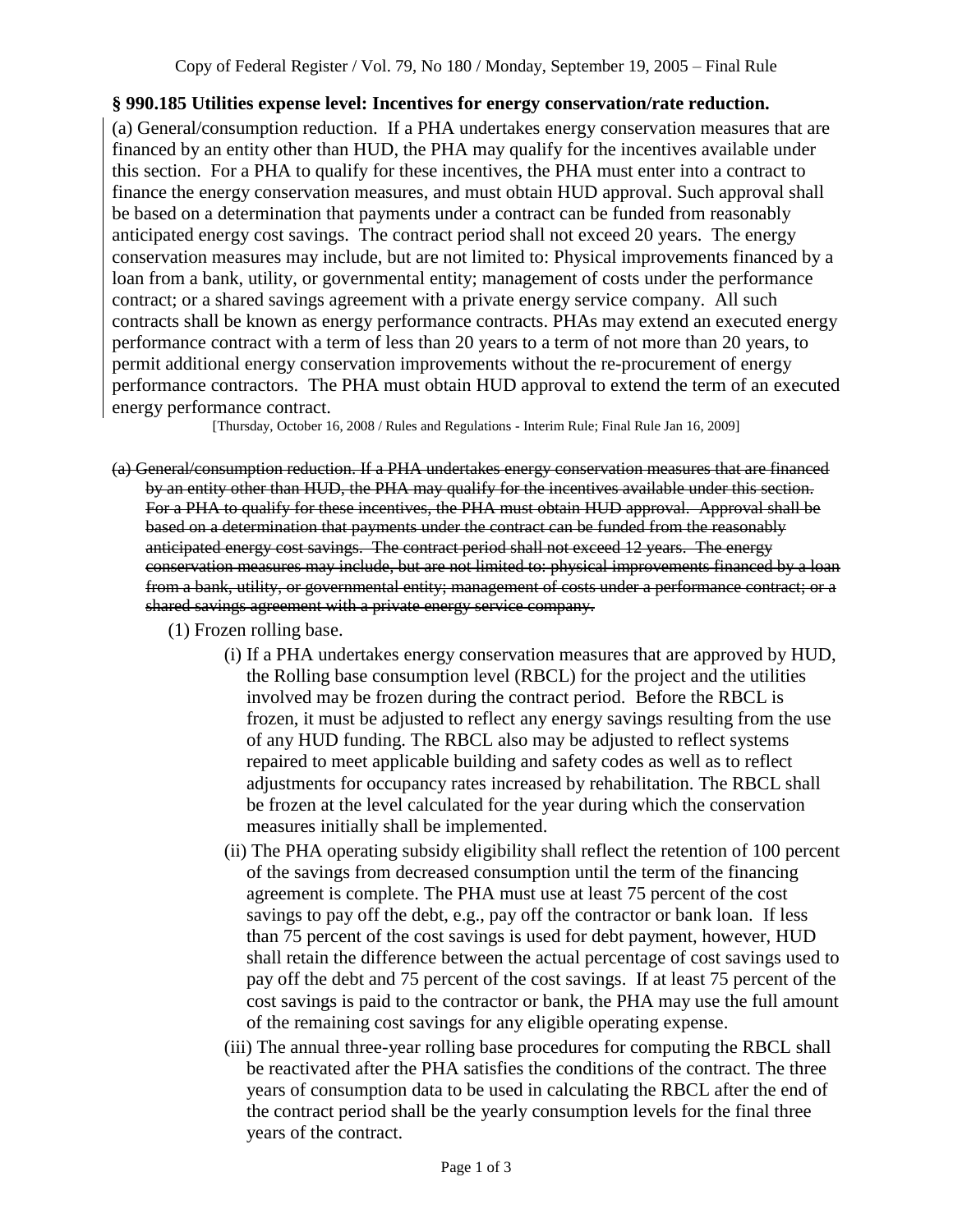Copy of Federal Register / Vol. 79, No 180 / Monday, September 19, 2005 – Final Rule

**§ 990.185 Utilities expense level: Incentives for energy conservation/rate reduction.**

(a) General/consumption reduction. If a PHA undertakes energy conservation measures that are financed by an entity other than HUD, the PHA may qualify for the incentives available under this section. For a PHA to qualify for these incentives, the PHA must enter into a contract to finance the energy conservation measures, and must obtain HUD approval. Such approval shall be based on a determination that payments under a contract can be funded from reasonably anticipated energy cost savings. The contract period shall not exceed 20 years. The energy conservation measures may include, but are not limited to: Physical improvements financed by a loan from a bank, utility, or governmental entity; management of costs under the performance contract; or a shared savings agreement with a private energy service company. All such contracts shall be known as energy performance contracts. PHAs may extend an executed energy performance contract with a term of less than 20 years to a term of not more than 20 years, to permit additional energy conservation improvements without the re-procurement of energy performance contractors. The PHA must obtain HUD approval to extend the term of an executed energy performance contract.

[Thursday, October 16, 2008 / Rules and Regulations - Interim Rule; Final Rule Jan 16, 2009]

~~(a) General/consumption reduction. If a PHA undertakes energy conservation measures that are financed by an entity other than HUD, the PHA may qualify for the incentives available under this section. For a PHA to qualify for these incentives, the PHA must obtain HUD approval. Approval shall be based on a determination that payments under the contract can be funded from the reasonably anticipated energy cost savings. The contract period shall not exceed 12 years. The energy conservation measures may include, but are not limited to: physical improvements financed by a loan from a bank, utility, or governmental entity; management of costs under a performance contract; or a shared savings agreement with a private energy service company.~~

(1) Frozen rolling base.

(i) If a PHA undertakes energy conservation measures that are approved by HUD, the Rolling base consumption level (RBCL) for the project and the utilities involved may be frozen during the contract period. Before the RBCL is frozen, it must be adjusted to reflect any energy savings resulting from the use of any HUD funding. The RBCL also may be adjusted to reflect systems repaired to meet applicable building and safety codes as well as to reflect adjustments for occupancy rates increased by rehabilitation. The RBCL shall be frozen at the level calculated for the year during which the conservation measures initially shall be implemented.

(ii) The PHA operating subsidy eligibility shall reflect the retention of 100 percent of the savings from decreased consumption until the term of the financing agreement is complete. The PHA must use at least 75 percent of the cost savings to pay off the debt, e.g., pay off the contractor or bank loan. If less than 75 percent of the cost savings is used for debt payment, however, HUD shall retain the difference between the actual percentage of cost savings used to pay off the debt and 75 percent of the cost savings. If at least 75 percent of the cost savings is paid to the contractor or bank, the PHA may use the full amount of the remaining cost savings for any eligible operating expense.

(iii) The annual three-year rolling base procedures for computing the RBCL shall be reactivated after the PHA satisfies the conditions of the contract. The three years of consumption data to be used in calculating the RBCL after the end of the contract period shall be the yearly consumption levels for the final three years of the contract.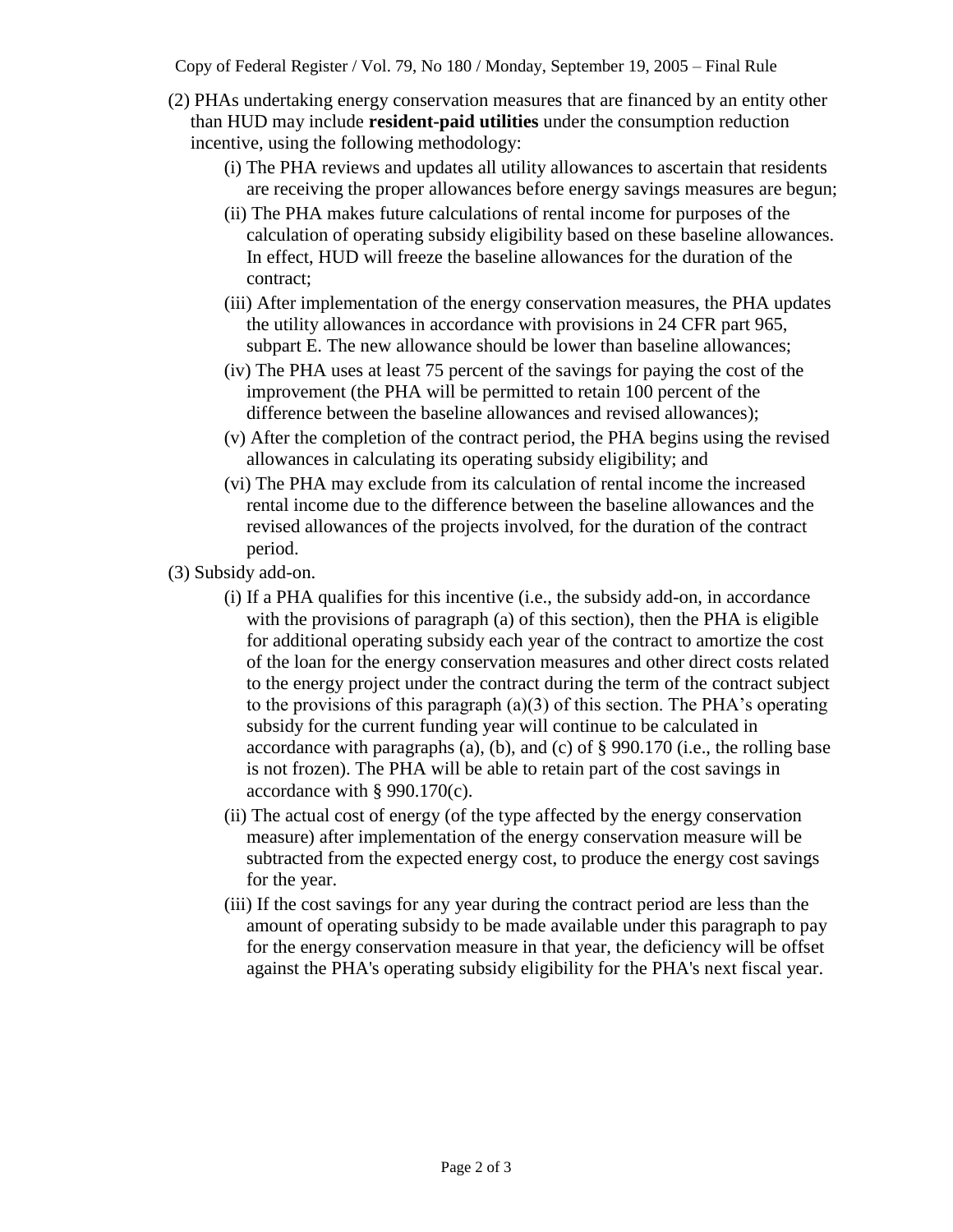(2) PHAs undertaking energy conservation measures that are financed by an entity other than HUD may include **resident-paid utilities** under the consumption reduction incentive, using the following methodology:

- (i) The PHA reviews and updates all utility allowances to ascertain that residents are receiving the proper allowances before energy savings measures are begun;
- (ii) The PHA makes future calculations of rental income for purposes of the calculation of operating subsidy eligibility based on these baseline allowances. In effect, HUD will freeze the baseline allowances for the duration of the contract;
- (iii) After implementation of the energy conservation measures, the PHA updates the utility allowances in accordance with provisions in 24 CFR part 965, subpart E. The new allowance should be lower than baseline allowances;
- (iv) The PHA uses at least 75 percent of the savings for paying the cost of the improvement (the PHA will be permitted to retain 100 percent of the difference between the baseline allowances and revised allowances);
- (v) After the completion of the contract period, the PHA begins using the revised allowances in calculating its operating subsidy eligibility; and
- (vi) The PHA may exclude from its calculation of rental income the increased rental income due to the difference between the baseline allowances and the revised allowances of the projects involved, for the duration of the contract period.

(3) Subsidy add-on.

- (i) If a PHA qualifies for this incentive (i.e., the subsidy add-on, in accordance with the provisions of paragraph (a) of this section), then the PHA is eligible for additional operating subsidy each year of the contract to amortize the cost of the loan for the energy conservation measures and other direct costs related to the energy project under the contract during the term of the contract subject to the provisions of this paragraph (a)(3) of this section. The PHA's operating subsidy for the current funding year will continue to be calculated in accordance with paragraphs (a), (b), and (c) of § 990.170 (i.e., the rolling base is not frozen). The PHA will be able to retain part of the cost savings in accordance with § 990.170(c).
- (ii) The actual cost of energy (of the type affected by the energy conservation measure) after implementation of the energy conservation measure will be subtracted from the expected energy cost, to produce the energy cost savings for the year.
- (iii) If the cost savings for any year during the contract period are less than the amount of operating subsidy to be made available under this paragraph to pay for the energy conservation measure in that year, the deficiency will be offset against the PHA's operating subsidy eligibility for the PHA's next fiscal year.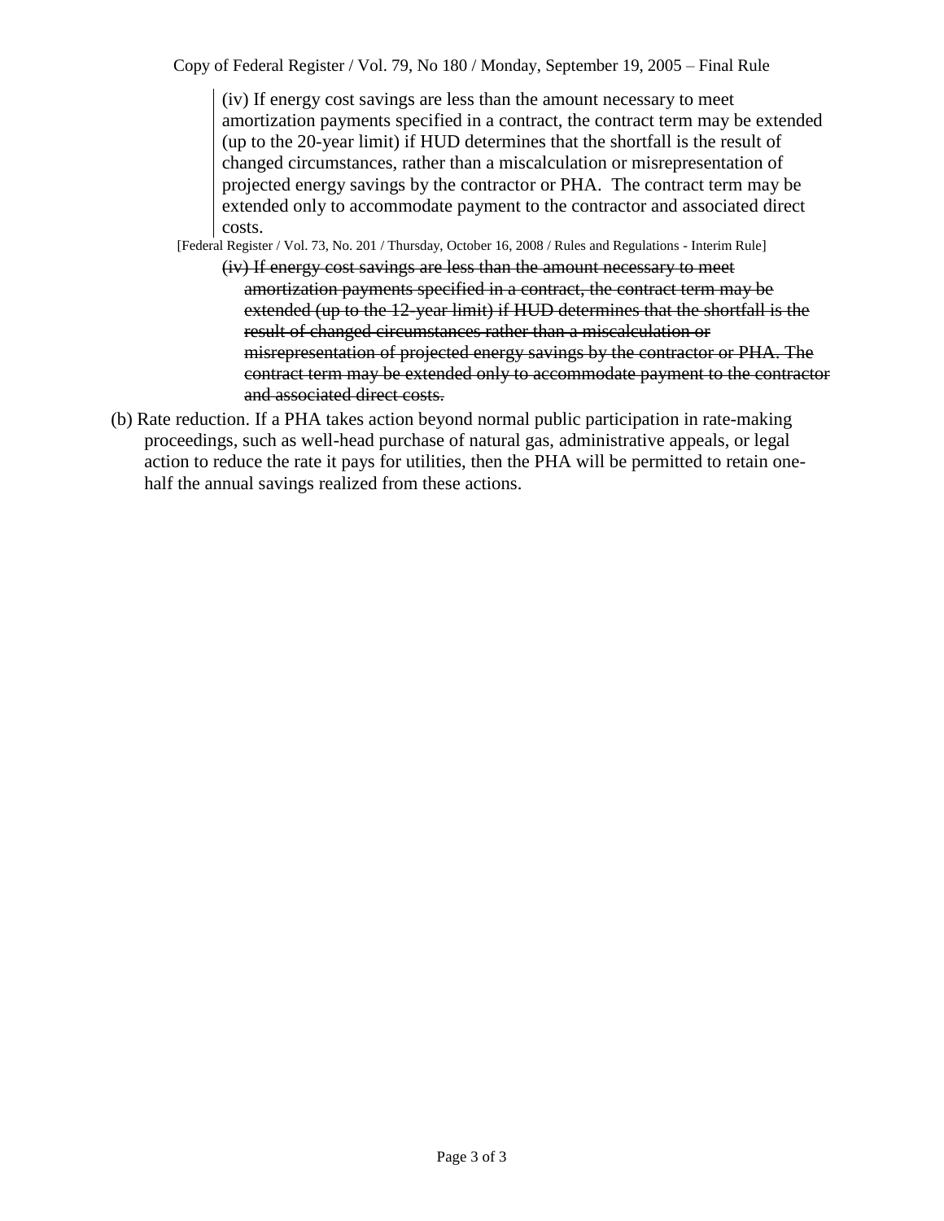Copy of Federal Register / Vol. 79, No 180 / Monday, September 19, 2005 – Final Rule

> (iv) If energy cost savings are less than the amount necessary to meet amortization payments specified in a contract, the contract term may be extended (up to the 20-year limit) if HUD determines that the shortfall is the result of changed circumstances, rather than a miscalculation or misrepresentation of projected energy savings by the contractor or PHA. The contract term may be extended only to accommodate payment to the contractor and associated direct costs.

[Federal Register / Vol. 73, No. 201 / Thursday, October 16, 2008 / Rules and Regulations - Interim Rule]

~~(iv) If energy cost savings are less than the amount necessary to meet amortization payments specified in a contract, the contract term may be extended (up to the 12-year limit) if HUD determines that the shortfall is the result of changed circumstances rather than a miscalculation or misrepresentation of projected energy savings by the contractor or PHA. The contract term may be extended only to accommodate payment to the contractor and associated direct costs.~~

(b) Rate reduction. If a PHA takes action beyond normal public participation in rate-making proceedings, such as well-head purchase of natural gas, administrative appeals, or legal action to reduce the rate it pays for utilities, then the PHA will be permitted to retain one-half the annual savings realized from these actions.